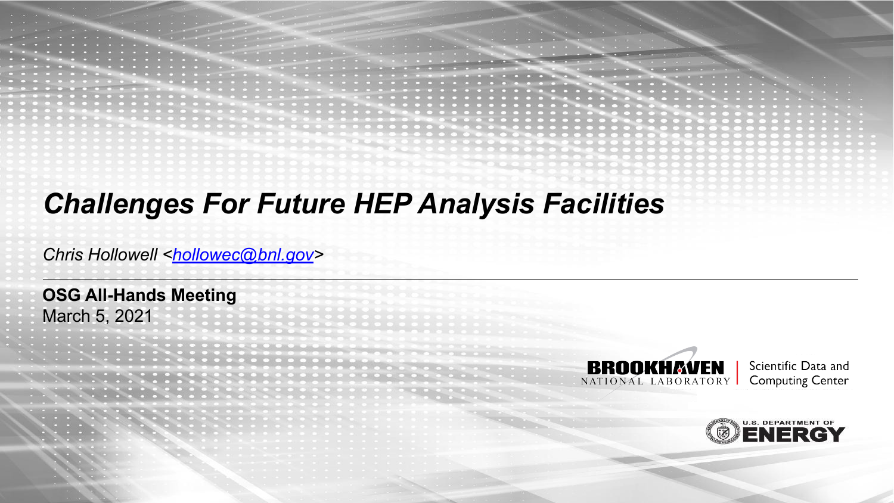# *Challenges For Future HEP Analysis Facilities*

*Chris Hollowell <hollowec@bnl.gov>*

---

**OSG All-Hands Meeting**
March 5, 2021

BROOKHAVEN NATIONAL LABORATORY | Scientific Data and Computing Center

U.S. DEPARTMENT OF ENERGY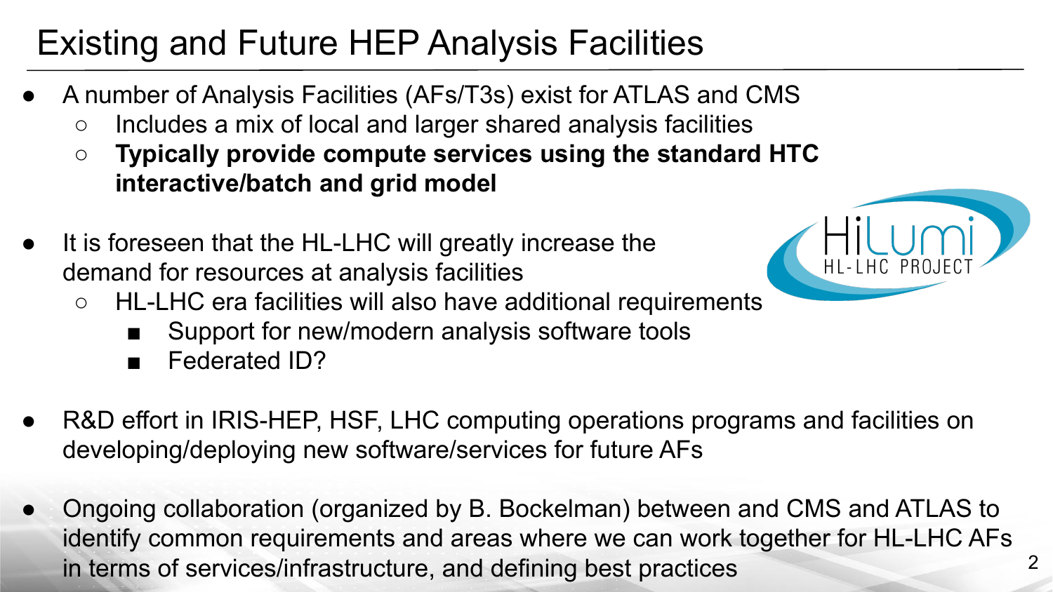# Existing and Future HEP Analysis Facilities

- A number of Analysis Facilities (AFs/T3s) exist for ATLAS and CMS
  - Includes a mix of local and larger shared analysis facilities
  - **Typically provide compute services using the standard HTC interactive/batch and grid model**
- It is foreseen that the HL-LHC will greatly increase the demand for resources at analysis facilities
  - HL-LHC era facilities will also have additional requirements
    - Support for new/modern analysis software tools
    - Federated ID?
- R&D effort in IRIS-HEP, HSF, LHC computing operations programs and facilities on developing/deploying new software/services for future AFs
- Ongoing collaboration (organized by B. Bockelman) between and CMS and ATLAS to identify common requirements and areas where we can work together for HL-LHC AFs in terms of services/infrastructure, and defining best practices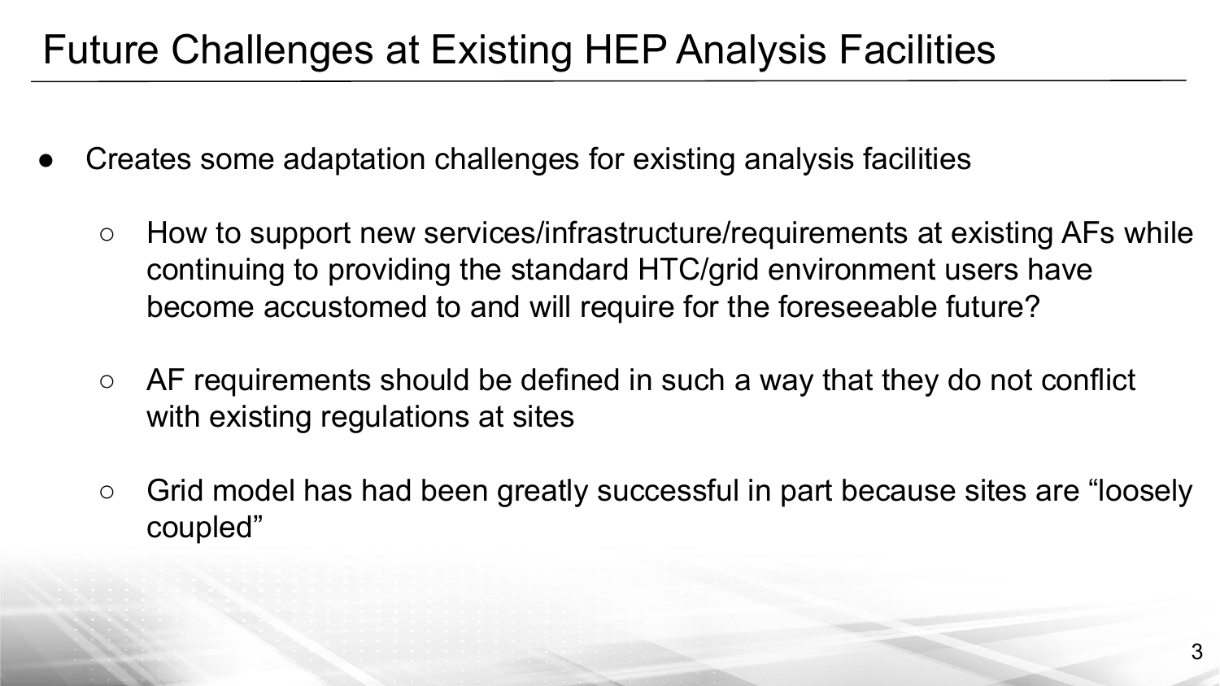# Future Challenges at Existing HEP Analysis Facilities

- Creates some adaptation challenges for existing analysis facilities
  - How to support new services/infrastructure/requirements at existing AFs while continuing to providing the standard HTC/grid environment users have become accustomed to and will require for the foreseeable future?
  - AF requirements should be defined in such a way that they do not conflict with existing regulations at sites
  - Grid model has had been greatly successful in part because sites are "loosely coupled"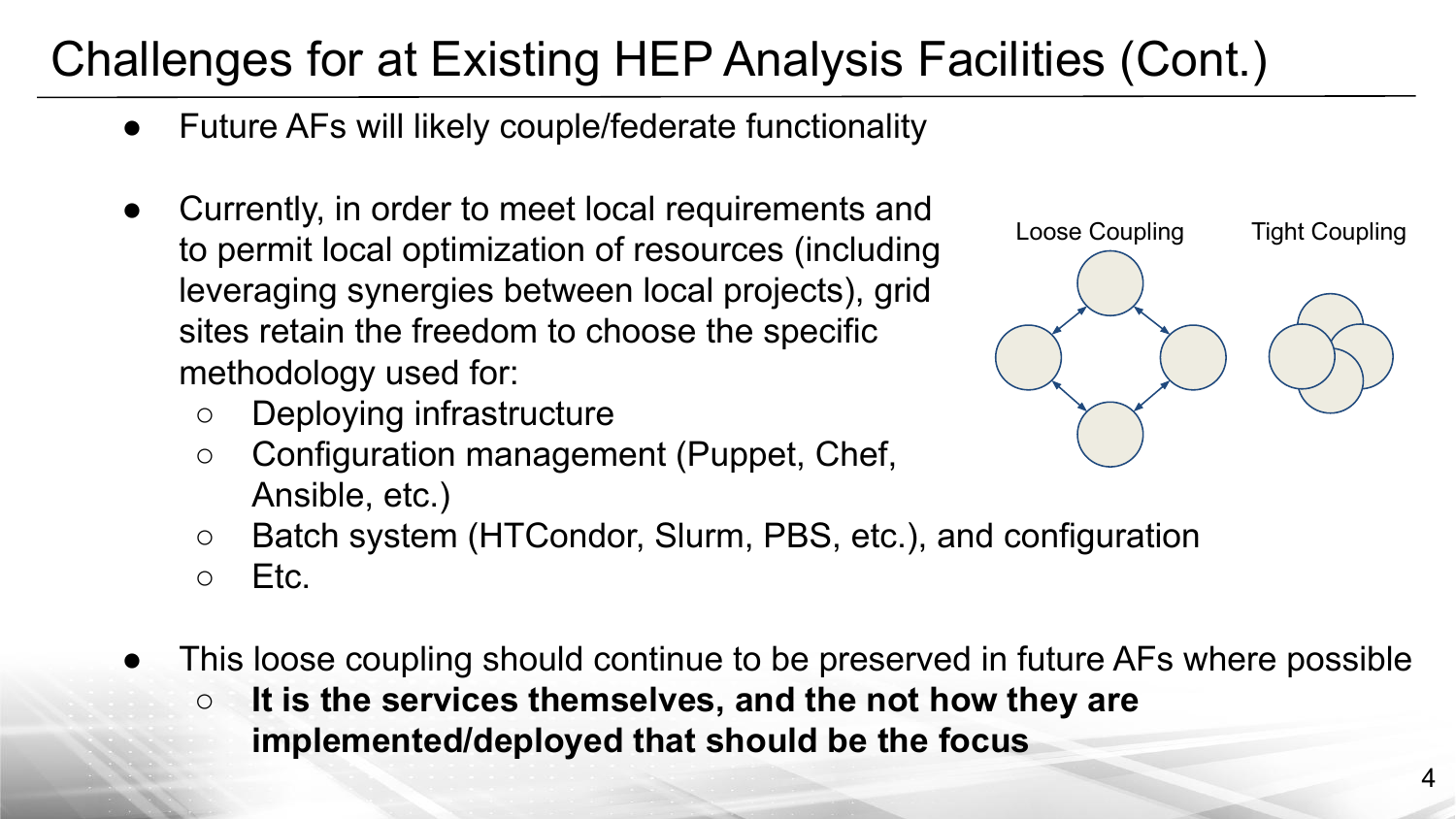# Challenges for at Existing HEP Analysis Facilities (Cont.)

- Future AFs will likely couple/federate functionality
- Currently, in order to meet local requirements and to permit local optimization of resources (including leveraging synergies between local projects), grid sites retain the freedom to choose the specific methodology used for:
  - Deploying infrastructure
  - Configuration management (Puppet, Chef, Ansible, etc.)
  - Batch system (HTCondor, Slurm, PBS, etc.), and configuration
  - Etc.

Loose Coupling    Tight Coupling

- This loose coupling should continue to be preserved in future AFs where possible
  - **It is the services themselves, and the not how they are implemented/deployed that should be the focus**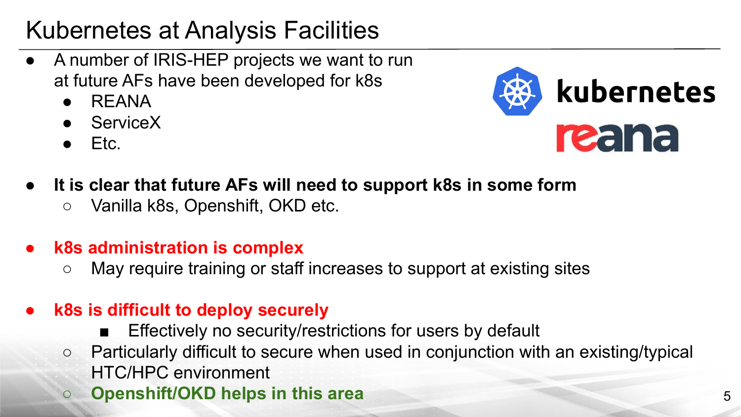# Kubernetes at Analysis Facilities

- A number of IRIS-HEP projects we want to run at future AFs have been developed for k8s
  - REANA
  - ServiceX
  - Etc.
- **It is clear that future AFs will need to support k8s in some form**
  - Vanilla k8s, Openshift, OKD etc.
- **k8s administration is complex**
  - May require training or staff increases to support at existing sites
- **k8s is difficult to deploy securely**
    - Effectively no security/restrictions for users by default
  - Particularly difficult to secure when used in conjunction with an existing/typical HTC/HPC environment
  - **Openshift/OKD helps in this area**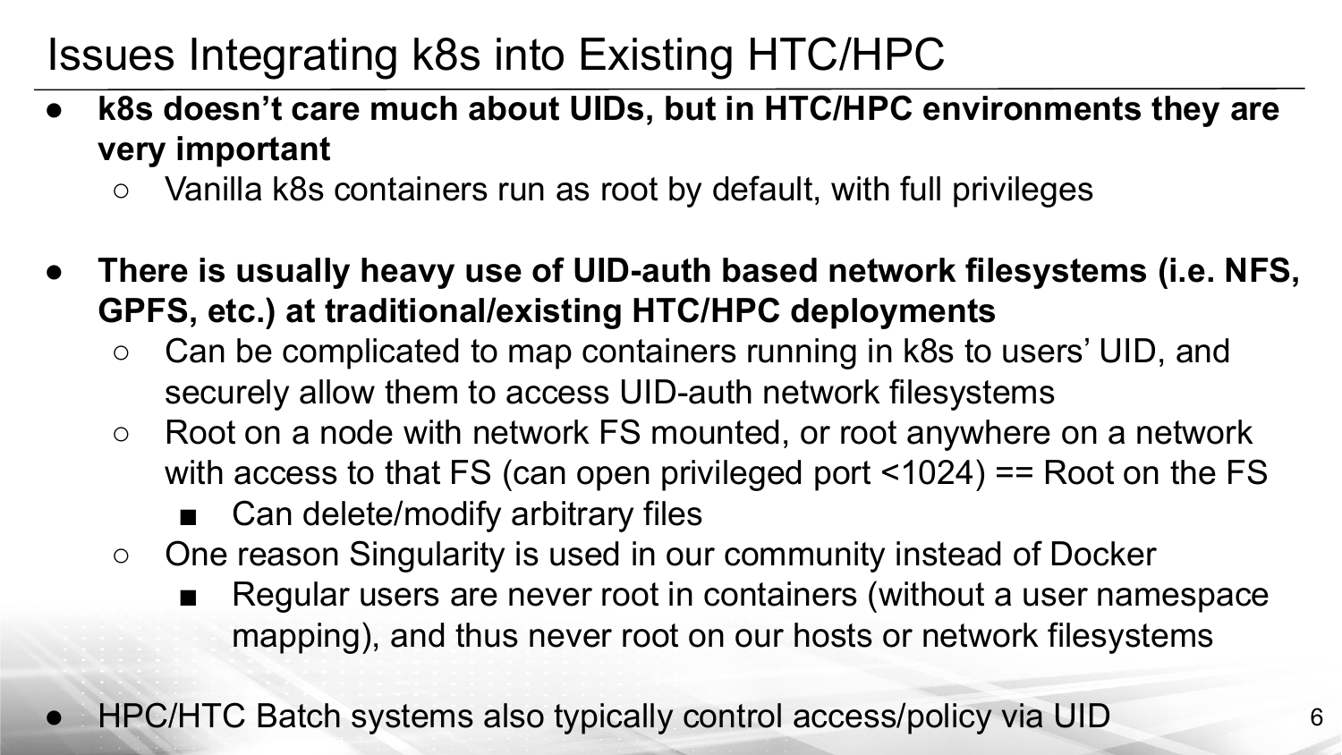# Issues Integrating k8s into Existing HTC/HPC

- **k8s doesn't care much about UIDs, but in HTC/HPC environments they are very important**
  - Vanilla k8s containers run as root by default, with full privileges

- **There is usually heavy use of UID-auth based network filesystems (i.e. NFS, GPFS, etc.) at traditional/existing HTC/HPC deployments**
  - Can be complicated to map containers running in k8s to users' UID, and securely allow them to access UID-auth network filesystems
  - Root on a node with network FS mounted, or root anywhere on a network with access to that FS (can open privileged port <1024) == Root on the FS
    - Can delete/modify arbitrary files
  - One reason Singularity is used in our community instead of Docker
    - Regular users are never root in containers (without a user namespace mapping), and thus never root on our hosts or network filesystems

- HPC/HTC Batch systems also typically control access/policy via UID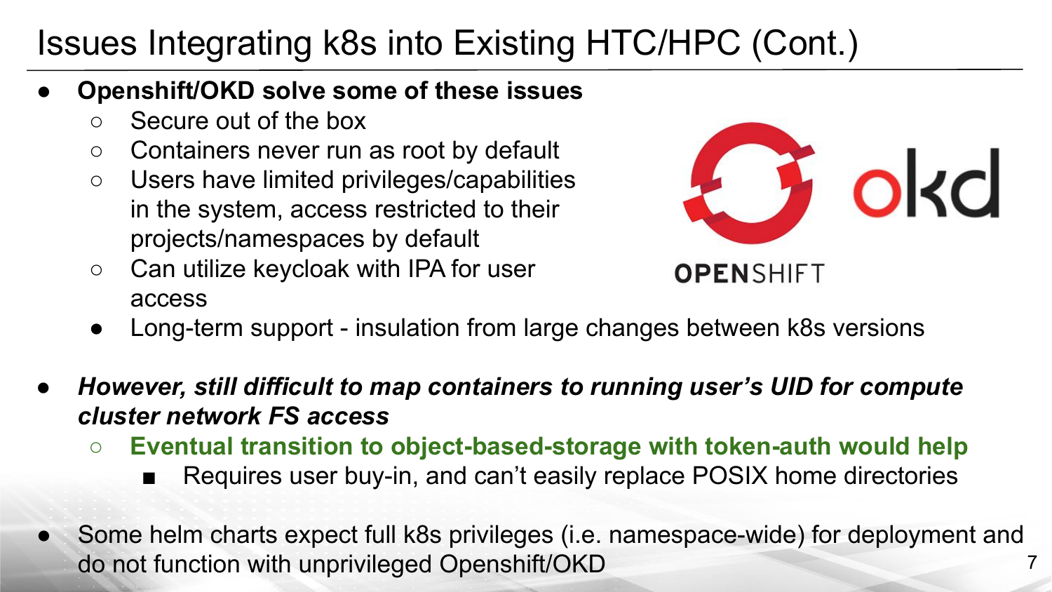# Issues Integrating k8s into Existing HTC/HPC (Cont.)

- **Openshift/OKD solve some of these issues**
  - Secure out of the box
  - Containers never run as root by default
  - Users have limited privileges/capabilities in the system, access restricted to their projects/namespaces by default
  - Can utilize keycloak with IPA for user access
  - Long-term support - insulation from large changes between k8s versions

- ***However, still difficult to map containers to running user's UID for compute cluster network FS access***
  - **Eventual transition to object-based-storage with token-auth would help**
    - Requires user buy-in, and can't easily replace POSIX home directories

- Some helm charts expect full k8s privileges (i.e. namespace-wide) for deployment and do not function with unprivileged Openshift/OKD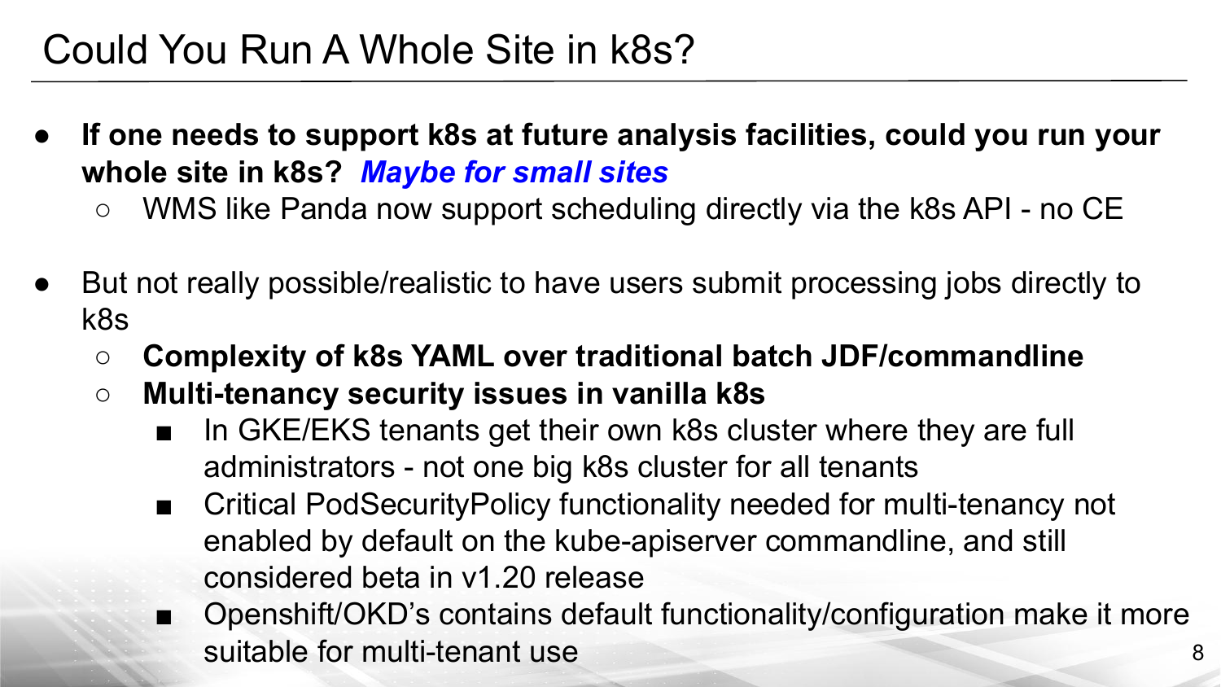# Could You Run A Whole Site in k8s?

- **If one needs to support k8s at future analysis facilities, could you run your whole site in k8s?** ***Maybe for small sites***
  - WMS like Panda now support scheduling directly via the k8s API - no CE

- But not really possible/realistic to have users submit processing jobs directly to k8s
  - **Complexity of k8s YAML over traditional batch JDF/commandline**
  - **Multi-tenancy security issues in vanilla k8s**
    - In GKE/EKS tenants get their own k8s cluster where they are full administrators - not one big k8s cluster for all tenants
    - Critical PodSecurityPolicy functionality needed for multi-tenancy not enabled by default on the kube-apiserver commandline, and still considered beta in v1.20 release
    - Openshift/OKD's contains default functionality/configuration make it more suitable for multi-tenant use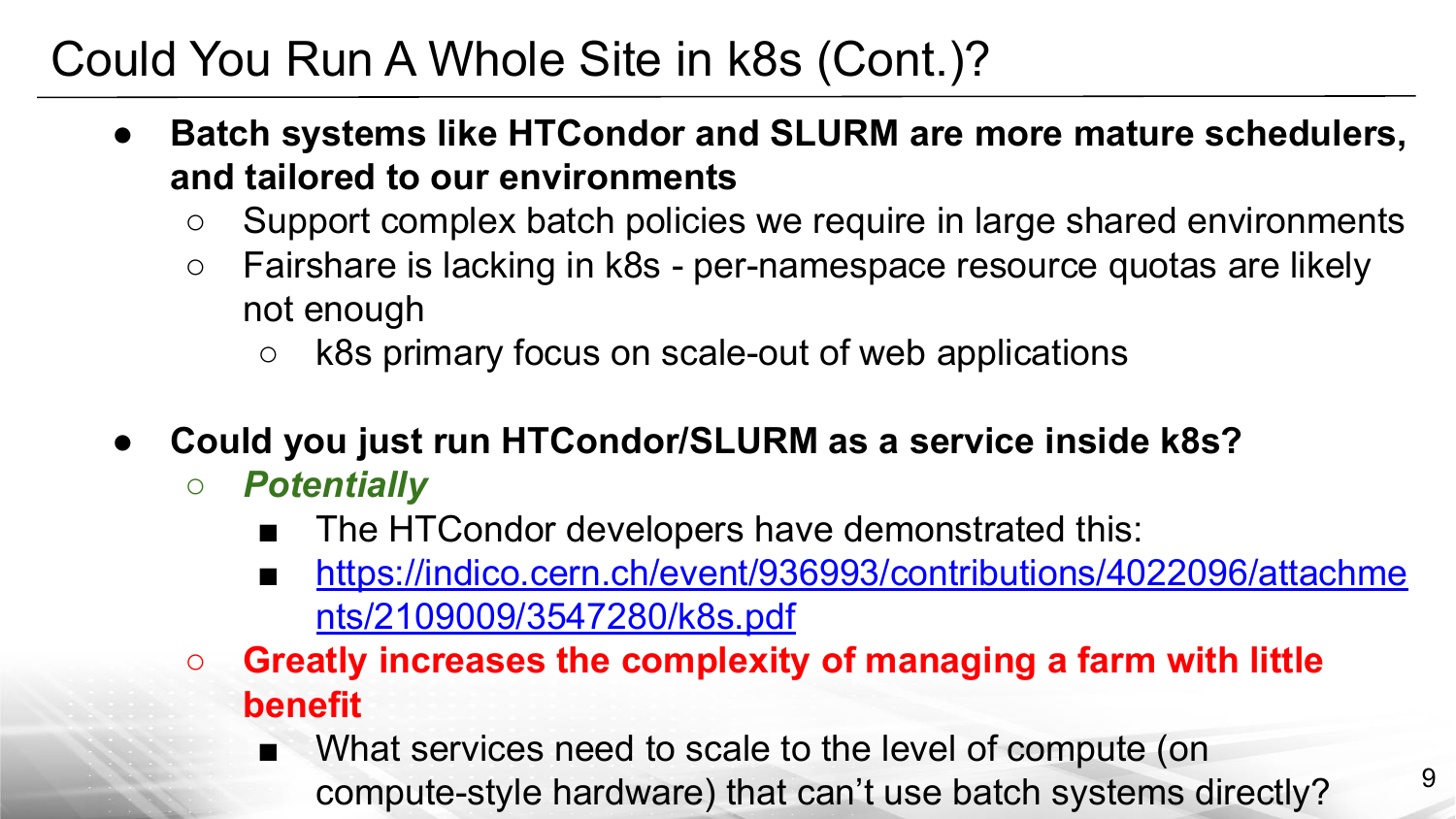# Could You Run A Whole Site in k8s (Cont.)?

- **Batch systems like HTCondor and SLURM are more mature schedulers, and tailored to our environments**
  - Support complex batch policies we require in large shared environments
  - Fairshare is lacking in k8s - per-namespace resource quotas are likely not enough
    - k8s primary focus on scale-out of web applications

- **Could you just run HTCondor/SLURM as a service inside k8s?**
  - ***Potentially***
    - The HTCondor developers have demonstrated this:
    - [https://indico.cern.ch/event/936993/contributions/4022096/attachments/2109009/3547280/k8s.pdf](https://indico.cern.ch/event/936993/contributions/4022096/attachments/2109009/3547280/k8s.pdf)
  - **Greatly increases the complexity of managing a farm with little benefit**
    - What services need to scale to the level of compute (on compute-style hardware) that can't use batch systems directly?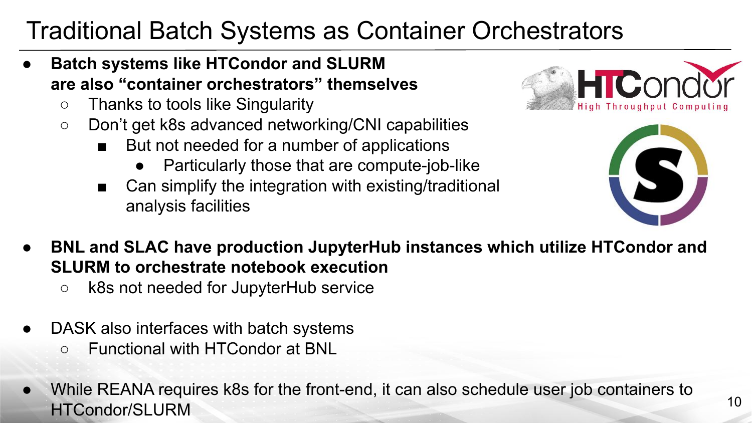# Traditional Batch Systems as Container Orchestrators

- **Batch systems like HTCondor and SLURM are also "container orchestrators" themselves**
  - Thanks to tools like Singularity
  - Don't get k8s advanced networking/CNI capabilities
    - But not needed for a number of applications
      - Particularly those that are compute-job-like
    - Can simplify the integration with existing/traditional analysis facilities
- **BNL and SLAC have production JupyterHub instances which utilize HTCondor and SLURM to orchestrate notebook execution**
  - k8s not needed for JupyterHub service
- DASK also interfaces with batch systems
  - Functional with HTCondor at BNL
- While REANA requires k8s for the front-end, it can also schedule user job containers to HTCondor/SLURM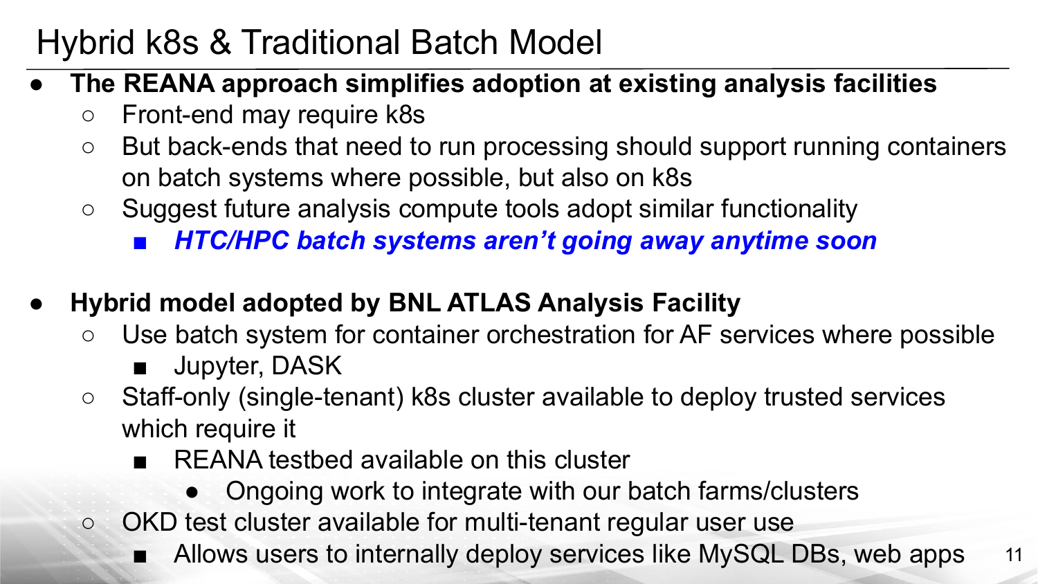# Hybrid k8s & Traditional Batch Model

- **The REANA approach simplifies adoption at existing analysis facilities**
  - Front-end may require k8s
  - But back-ends that need to run processing should support running containers on batch systems where possible, but also on k8s
  - Suggest future analysis compute tools adopt similar functionality
    - ***HTC/HPC batch systems aren't going away anytime soon***

- **Hybrid model adopted by BNL ATLAS Analysis Facility**
  - Use batch system for container orchestration for AF services where possible
    - Jupyter, DASK
  - Staff-only (single-tenant) k8s cluster available to deploy trusted services which require it
    - REANA testbed available on this cluster
      - Ongoing work to integrate with our batch farms/clusters
  - OKD test cluster available for multi-tenant regular user use
    - Allows users to internally deploy services like MySQL DBs, web apps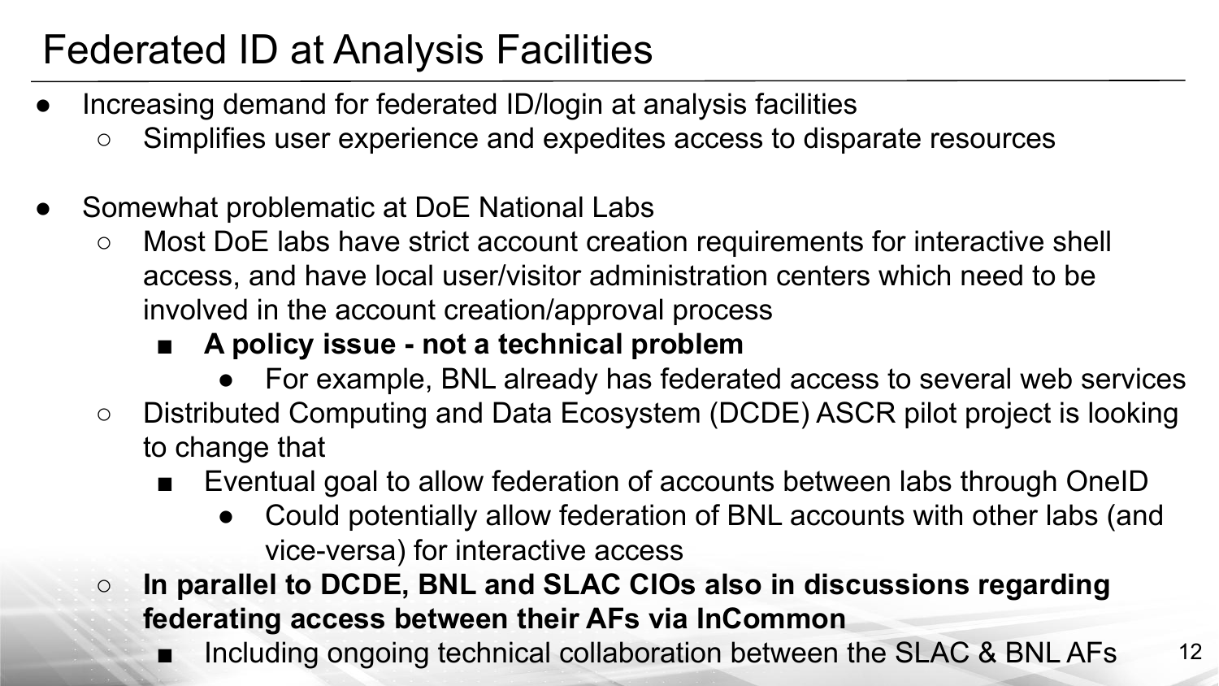# Federated ID at Analysis Facilities

- Increasing demand for federated ID/login at analysis facilities
  - Simplifies user experience and expedites access to disparate resources

- Somewhat problematic at DoE National Labs
  - Most DoE labs have strict account creation requirements for interactive shell access, and have local user/visitor administration centers which need to be involved in the account creation/approval process
    - **A policy issue - not a technical problem**
      - For example, BNL already has federated access to several web services
  - Distributed Computing and Data Ecosystem (DCDE) ASCR pilot project is looking to change that
    - Eventual goal to allow federation of accounts between labs through OneID
      - Could potentially allow federation of BNL accounts with other labs (and vice-versa) for interactive access
  - **In parallel to DCDE, BNL and SLAC CIOs also in discussions regarding federating access between their AFs via InCommon**
    - Including ongoing technical collaboration between the SLAC & BNL AFs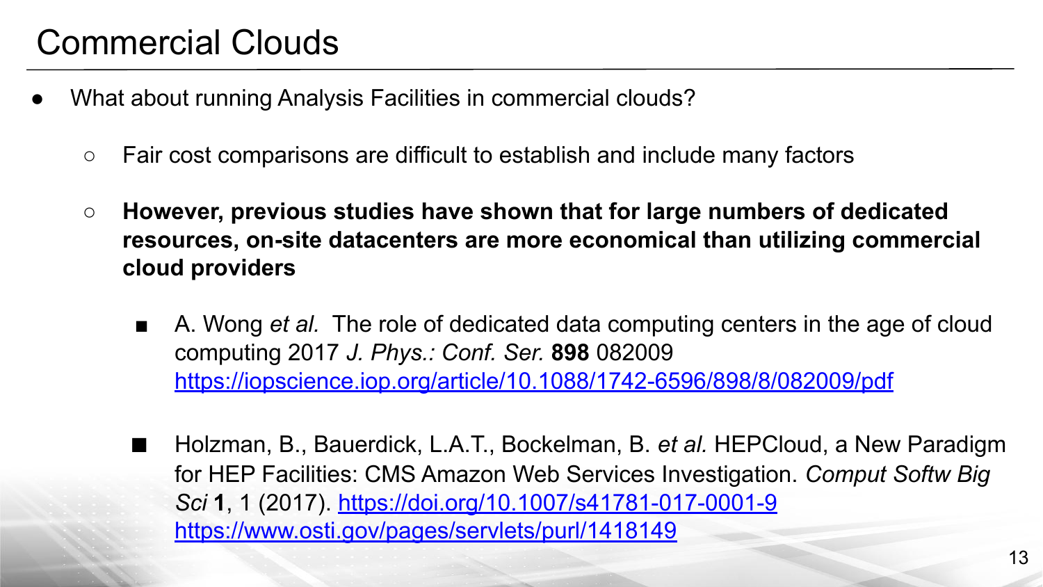# Commercial Clouds

- What about running Analysis Facilities in commercial clouds?
  - Fair cost comparisons are difficult to establish and include many factors
  - **However, previous studies have shown that for large numbers of dedicated resources, on-site datacenters are more economical than utilizing commercial cloud providers**
    - A. Wong *et al.* The role of dedicated data computing centers in the age of cloud computing 2017 *J. Phys.: Conf. Ser.* **898** 082009 https://iopscience.iop.org/article/10.1088/1742-6596/898/8/082009/pdf
    - Holzman, B., Bauerdick, L.A.T., Bockelman, B. *et al.* HEPCloud, a New Paradigm for HEP Facilities: CMS Amazon Web Services Investigation. *Comput Softw Big Sci* **1**, 1 (2017). https://doi.org/10.1007/s41781-017-0001-9 https://www.osti.gov/pages/servlets/purl/1418149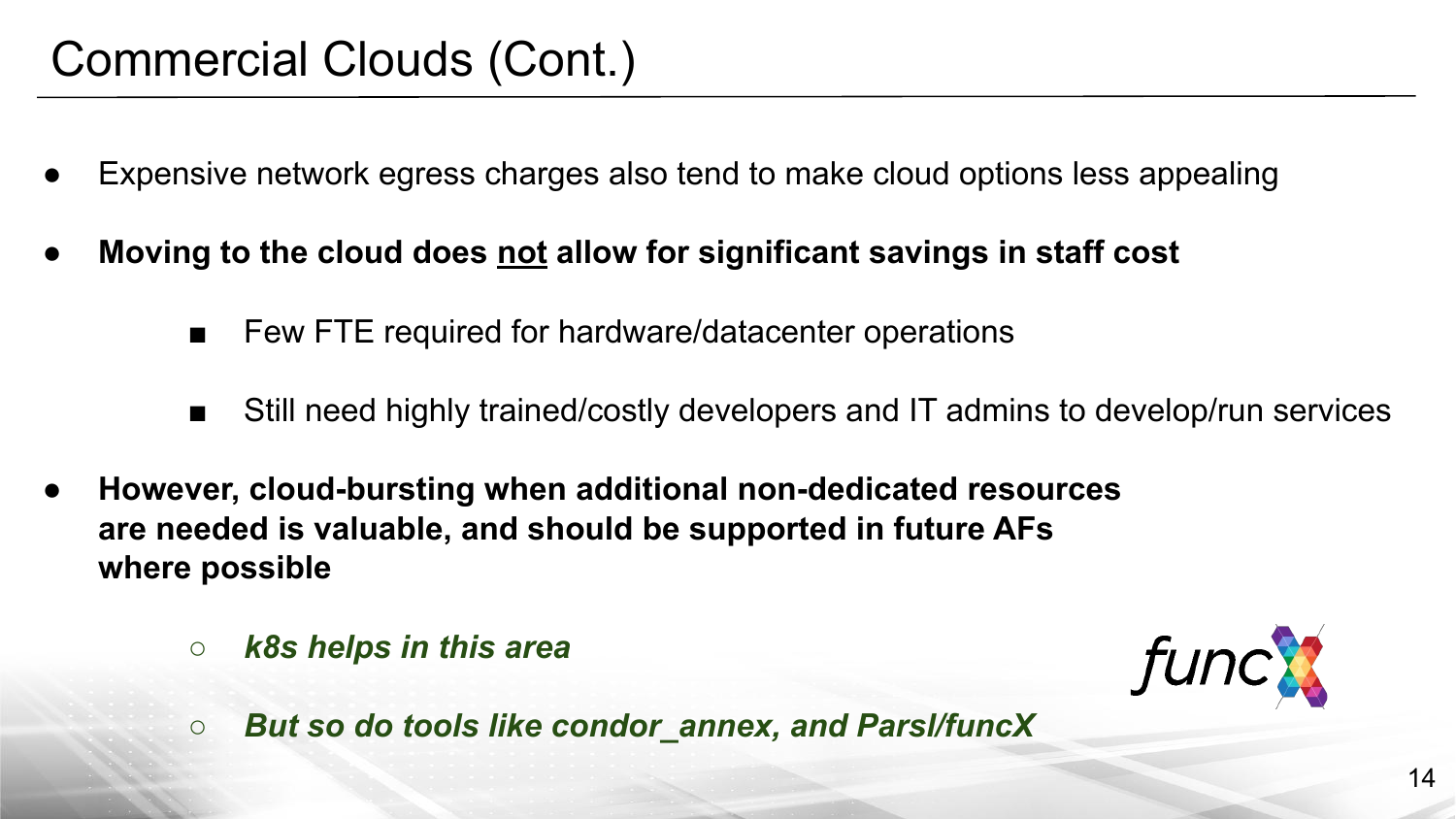# Commercial Clouds (Cont.)

- Expensive network egress charges also tend to make cloud options less appealing
- **Moving to the cloud does not allow for significant savings in staff cost**
  - Few FTE required for hardware/datacenter operations
  - Still need highly trained/costly developers and IT admins to develop/run services
- **However, cloud-bursting when additional non-dedicated resources are needed is valuable, and should be supported in future AFs where possible**
  - ***k8s helps in this area***
  - ***But so do tools like condor_annex, and Parsl/funcX***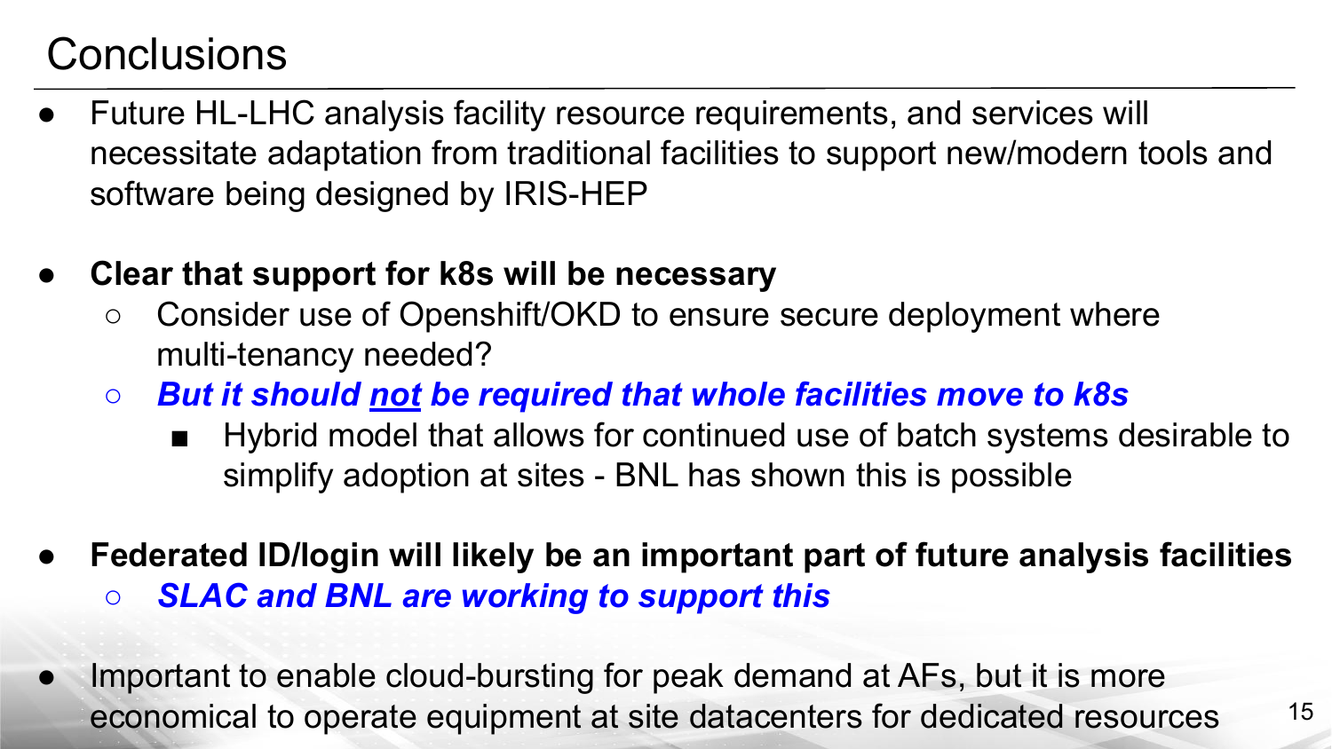# Conclusions

- Future HL-LHC analysis facility resource requirements, and services will necessitate adaptation from traditional facilities to support new/modern tools and software being designed by IRIS-HEP

- **Clear that support for k8s will be necessary**
  - Consider use of Openshift/OKD to ensure secure deployment where multi-tenancy needed?
  - ***But it should <u>not</u> be required that whole facilities move to k8s***
    - Hybrid model that allows for continued use of batch systems desirable to simplify adoption at sites - BNL has shown this is possible

- **Federated ID/login will likely be an important part of future analysis facilities**
  - ***SLAC and BNL are working to support this***

- Important to enable cloud-bursting for peak demand at AFs, but it is more economical to operate equipment at site datacenters for dedicated resources